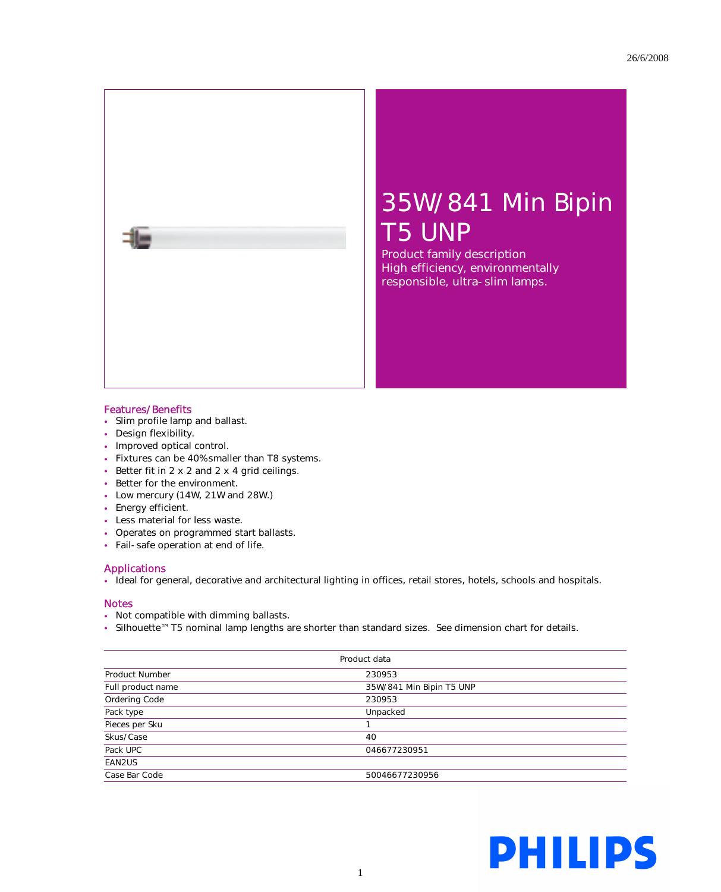26/6/2008

# 35W/841 Min Bipin T5 UNP

Product family description
High efficiency, environmentally responsible, ultra-slim lamps.

## Features/Benefits

- Slim profile lamp and ballast.
- Design flexibility.
- Improved optical control.
- Fixtures can be 40% smaller than T8 systems.
- Better fit in 2 x 2 and 2 x 4 grid ceilings.
- Better for the environment.
- Low mercury (14W, 21W and 28W.)
- Energy efficient.
- Less material for less waste.
- Operates on programmed start ballasts.
- Fail-safe operation at end of life.

## Applications

- Ideal for general, decorative and architectural lighting in offices, retail stores, hotels, schools and hospitals.

## Notes

- Not compatible with dimming ballasts.
- Silhouette™ T5 nominal lamp lengths are shorter than standard sizes. See dimension chart for details.

| Product data | |
|---|---|
| Product Number | 230953 |
| Full product name | 35W/841 Min Bipin T5 UNP |
| Ordering Code | 230953 |
| Pack type | Unpacked |
| Pieces per Sku | 1 |
| Skus/Case | 40 |
| Pack UPC | 046677230951 |
| EAN2US | |
| Case Bar Code | 50046677230956 |

PHILIPS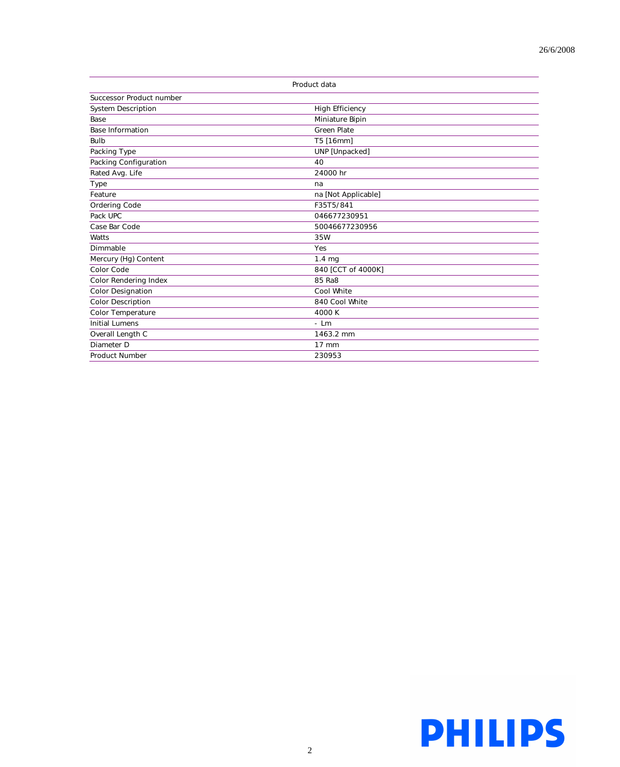| Product data | |
|---|---|
| Successor Product number | |
| System Description | High Efficiency |
| Base | Miniature Bipin |
| Base Information | Green Plate |
| Bulb | T5 [16mm] |
| Packing Type | UNP [Unpacked] |
| Packing Configuration | 40 |
| Rated Avg. Life | 24000 hr |
| Type | na |
| Feature | na [Not Applicable] |
| Ordering Code | F35T5/841 |
| Pack UPC | 046677230951 |
| Case Bar Code | 50046677230956 |
| Watts | 35W |
| Dimmable | Yes |
| Mercury (Hg) Content | 1.4 mg |
| Color Code | 840 [CCT of 4000K] |
| Color Rendering Index | 85 Ra8 |
| Color Designation | Cool White |
| Color Description | 840 Cool White |
| Color Temperature | 4000 K |
| Initial Lumens | - Lm |
| Overall Length C | 1463.2 mm |
| Diameter D | 17 mm |
| Product Number | 230953 |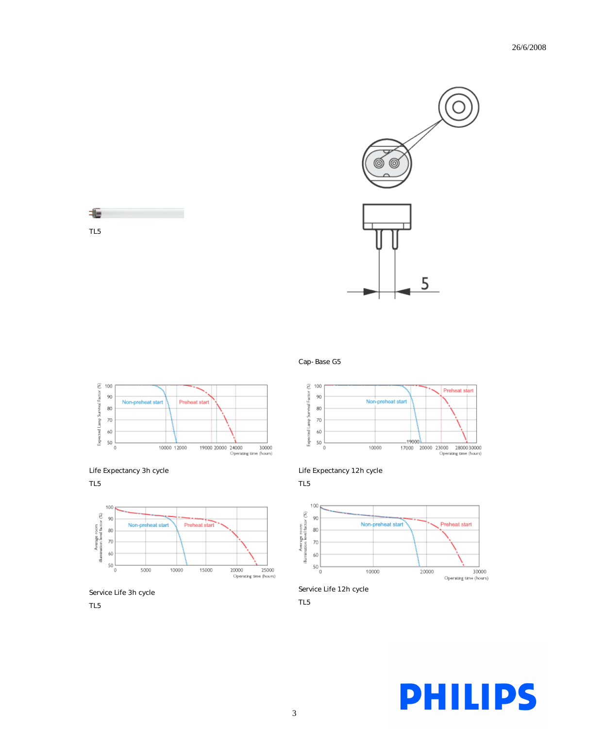TL5

Cap- Base G5

Life Expectancy 3h cycle

TL5

Life Expectancy 12h cycle

TL5

Service Life 3h cycle

TL5

Service Life 12h cycle

TL5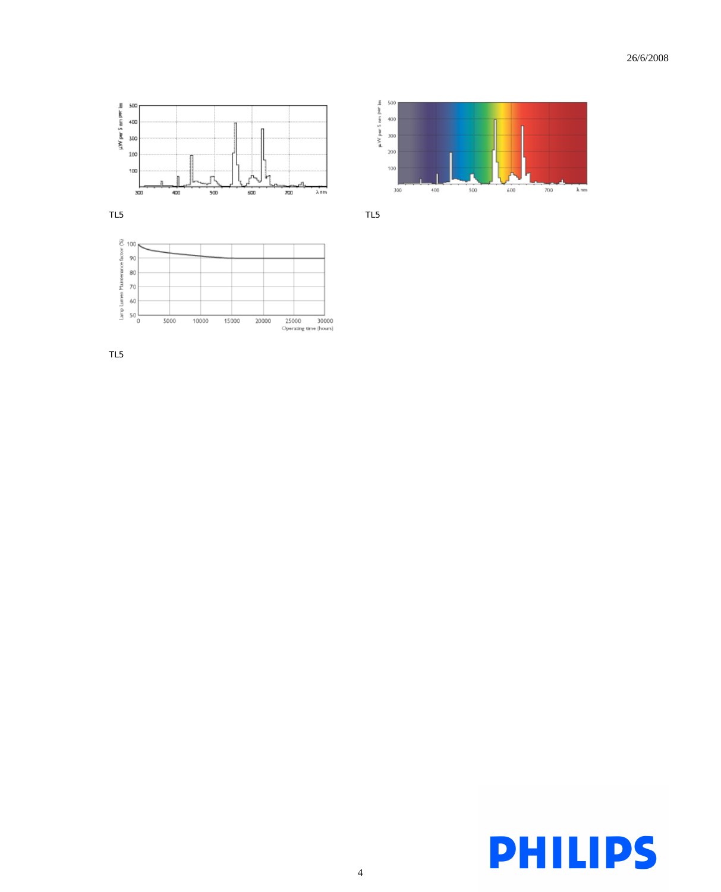TL5

TL5

TL5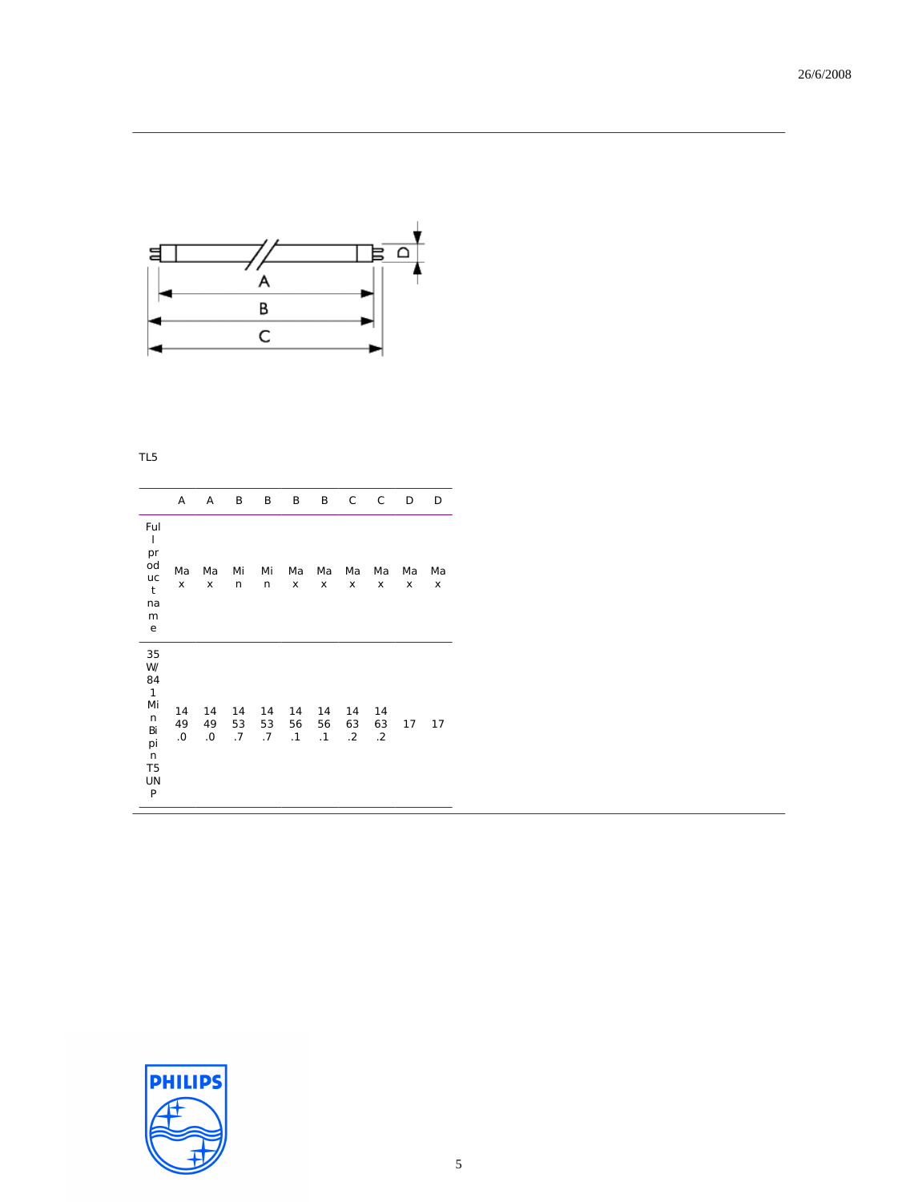A

B

C

D

TL5

| | A | A | B | B | B | B | C | C | D | D |
|---|---|---|---|---|---|---|---|---|---|---|
| Full product name | Max | Max | Min | Min | Max | Max | Max | Max | Max | Max |
| 35W/841 Min Bipin T5 UNP | 1449.0 | 1449.0 | 1453.7 | 1453.7 | 1456.1 | 1456.1 | 1463.2 | 1463.2 | 17 | 17 |